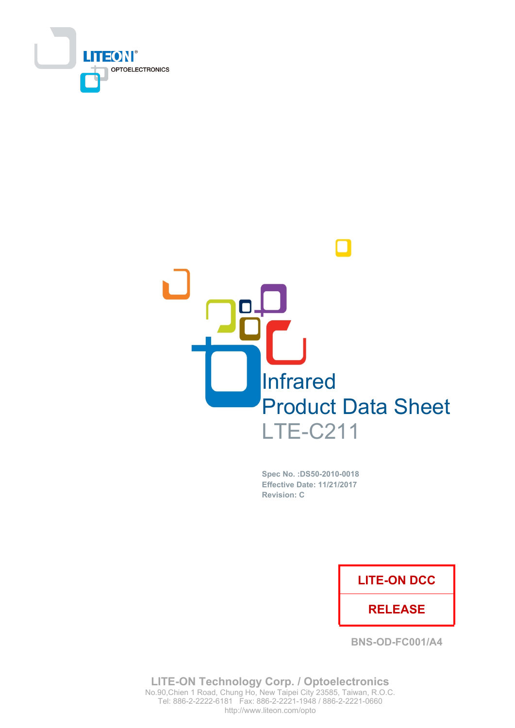LITEON®
OPTOELECTRONICS

# Infrared
# Product Data Sheet
# LTE-C211

**Spec No. :DS50-2010-0018**
**Effective Date: 11/21/2017**
**Revision: C**

| LITE-ON DCC |
|---|
| RELEASE |

BNS-OD-FC001/A4

**LITE-ON Technology Corp. / Optoelectronics**
No.90,Chien 1 Road, Chung Ho, New Taipei City 23585, Taiwan, R.O.C.
Tel: 886-2-2222-6181 Fax: 886-2-2221-1948 / 886-2-2221-0660
http://www.liteon.com/opto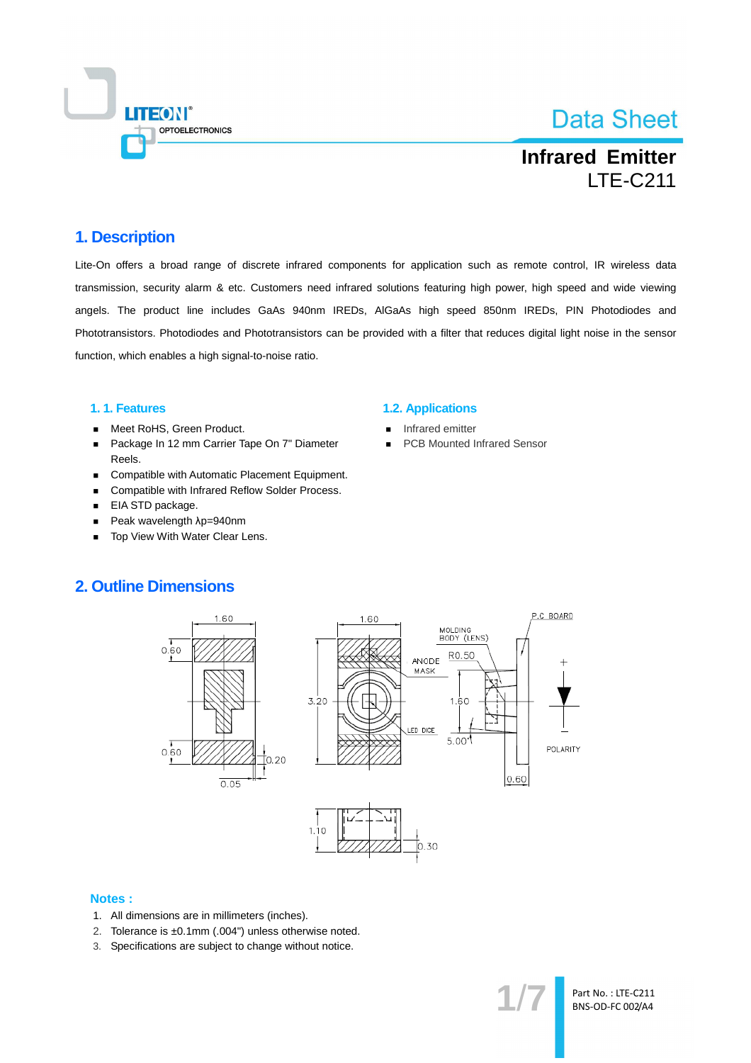# Data Sheet

## Infrared Emitter
LTE-C211

## 1. Description

Lite-On offers a broad range of discrete infrared components for application such as remote control, IR wireless data transmission, security alarm & etc. Customers need infrared solutions featuring high power, high speed and wide viewing angels. The product line includes GaAs 940nm IREDs, AlGaAs high speed 850nm IREDs, PIN Photodiodes and Phototransistors. Photodiodes and Phototransistors can be provided with a filter that reduces digital light noise in the sensor function, which enables a high signal-to-noise ratio.

### 1. 1. Features

- Meet RoHS, Green Product.
- Package In 12 mm Carrier Tape On 7" Diameter Reels.
- Compatible with Automatic Placement Equipment.
- Compatible with Infrared Reflow Solder Process.
- EIA STD package.
- Peak wavelength λp=940nm
- Top View With Water Clear Lens.

### 1.2. Applications

- Infrared emitter
- PCB Mounted Infrared Sensor

## 2. Outline Dimensions

**Notes :**

1. All dimensions are in millimeters (inches).
2. Tolerance is ±0.1mm (.004") unless otherwise noted.
3. Specifications are subject to change without notice.

Part No. : LTE-C211
BNS-OD-FC 002/A4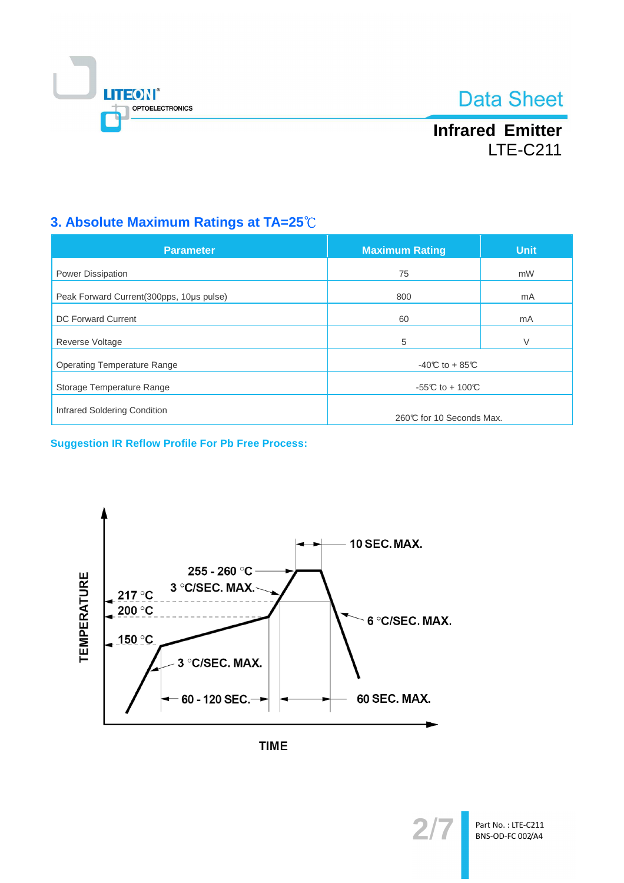## 3. Absolute Maximum Ratings at TA=25℃

| Parameter | Maximum Rating | Unit |
|---|---|---|
| Power Dissipation | 75 | mW |
| Peak Forward Current(300pps, 10μs pulse) | 800 | mA |
| DC Forward Current | 60 | mA |
| Reverse Voltage | 5 | V |
| Operating Temperature Range | -40℃ to + 85℃ | |
| Storage Temperature Range | -55℃ to + 100℃ | |
| Infrared Soldering Condition | 260℃ for 10 Seconds Max. | |

**Suggestion IR Reflow Profile For Pb Free Process:**

TEMPERATURE

10 SEC. MAX.

255 - 260 °C

3 °C/SEC. MAX.

217 °C

200 °C

6 °C/SEC. MAX.

150 °C

3 °C/SEC. MAX.

60 - 120 SEC.

60 SEC. MAX.

TIME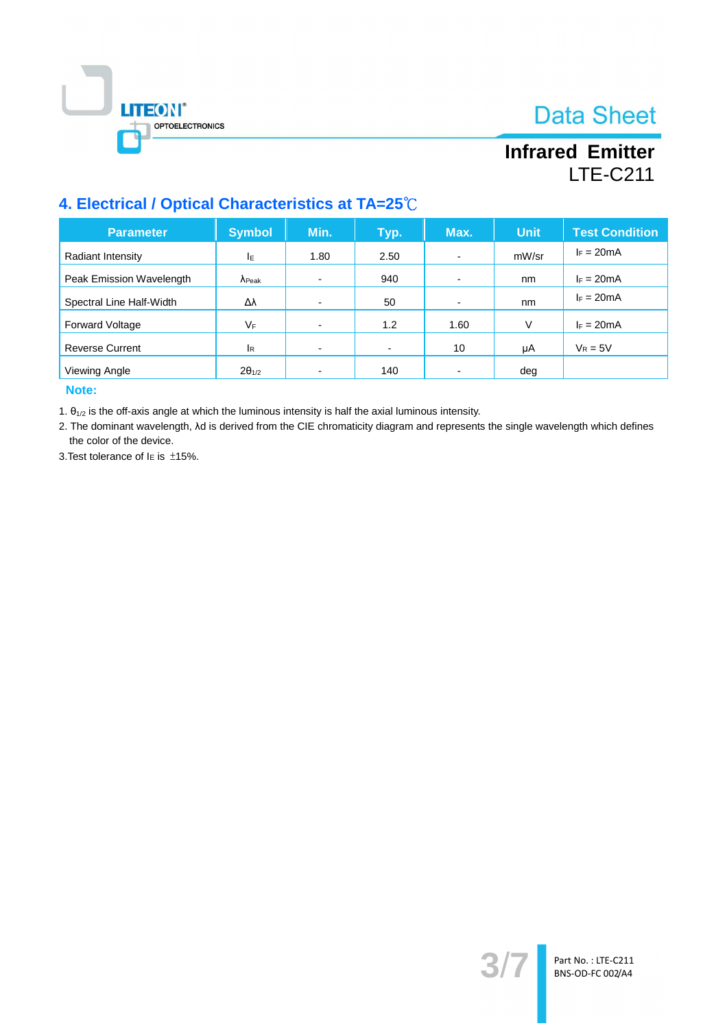## 4. Electrical / Optical Characteristics at TA=25℃

| Parameter | Symbol | Min. | Typ. | Max. | Unit | Test Condition |
|---|---|---|---|---|---|---|
| Radiant Intensity | $I_E$ | 1.80 | 2.50 | - | mW/sr | $I_F$ = 20mA |
| Peak Emission Wavelength | $\lambda_{Peak}$ | - | 940 | - | nm | $I_F$ = 20mA |
| Spectral Line Half-Width | $\Delta\lambda$ | - | 50 | - | nm | $I_F$ = 20mA |
| Forward Voltage | $V_F$ | - | 1.2 | 1.60 | V | $I_F$ = 20mA |
| Reverse Current | $I_R$ | - | - | 10 | μA | $V_R$ = 5V |
| Viewing Angle | $2\theta_{1/2}$ | - | 140 | - | deg | |

**Note:**

1. $\theta_{1/2}$ is the off-axis angle at which the luminous intensity is half the axial luminous intensity.
2. The dominant wavelength, λd is derived from the CIE chromaticity diagram and represents the single wavelength which defines the color of the device.

3.Test tolerance of $I_E$ is ±15%.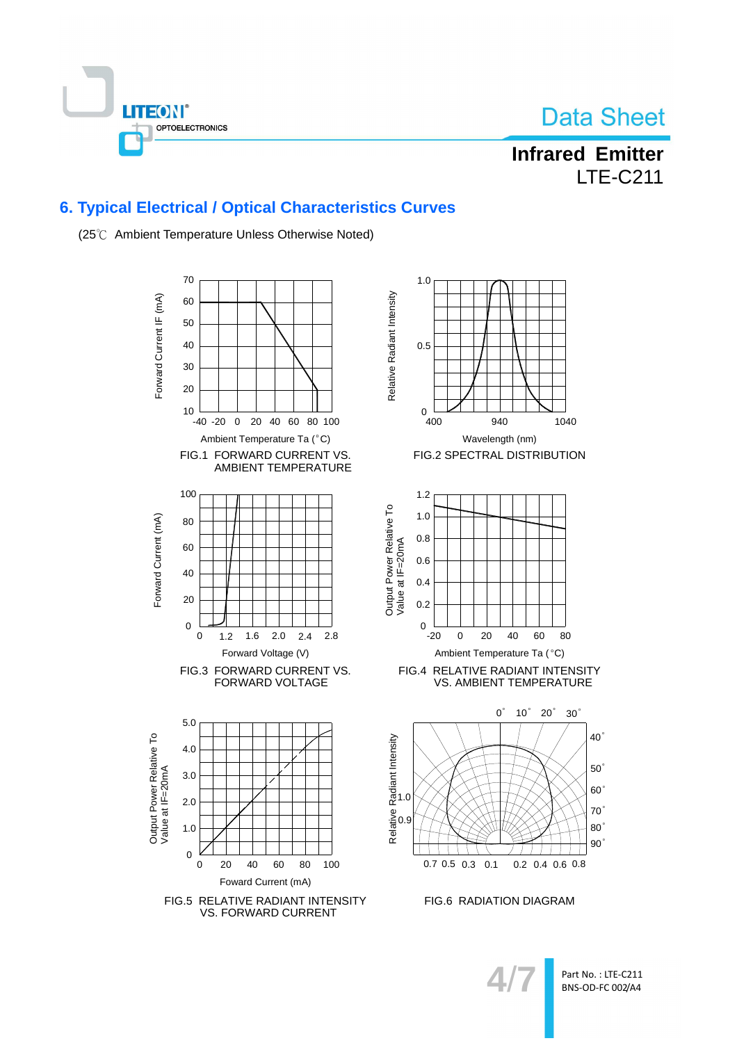## 6. Typical Electrical / Optical Characteristics Curves

(25℃ Ambient Temperature Unless Otherwise Noted)

FIG.1 FORWARD CURRENT VS. AMBIENT TEMPERATURE

FIG.2 SPECTRAL DISTRIBUTION

FIG.3 FORWARD CURRENT VS. FORWARD VOLTAGE

FIG.4 RELATIVE RADIANT INTENSITY VS. AMBIENT TEMPERATURE

FIG.5 RELATIVE RADIANT INTENSITY VS. FORWARD CURRENT

FIG.6 RADIATION DIAGRAM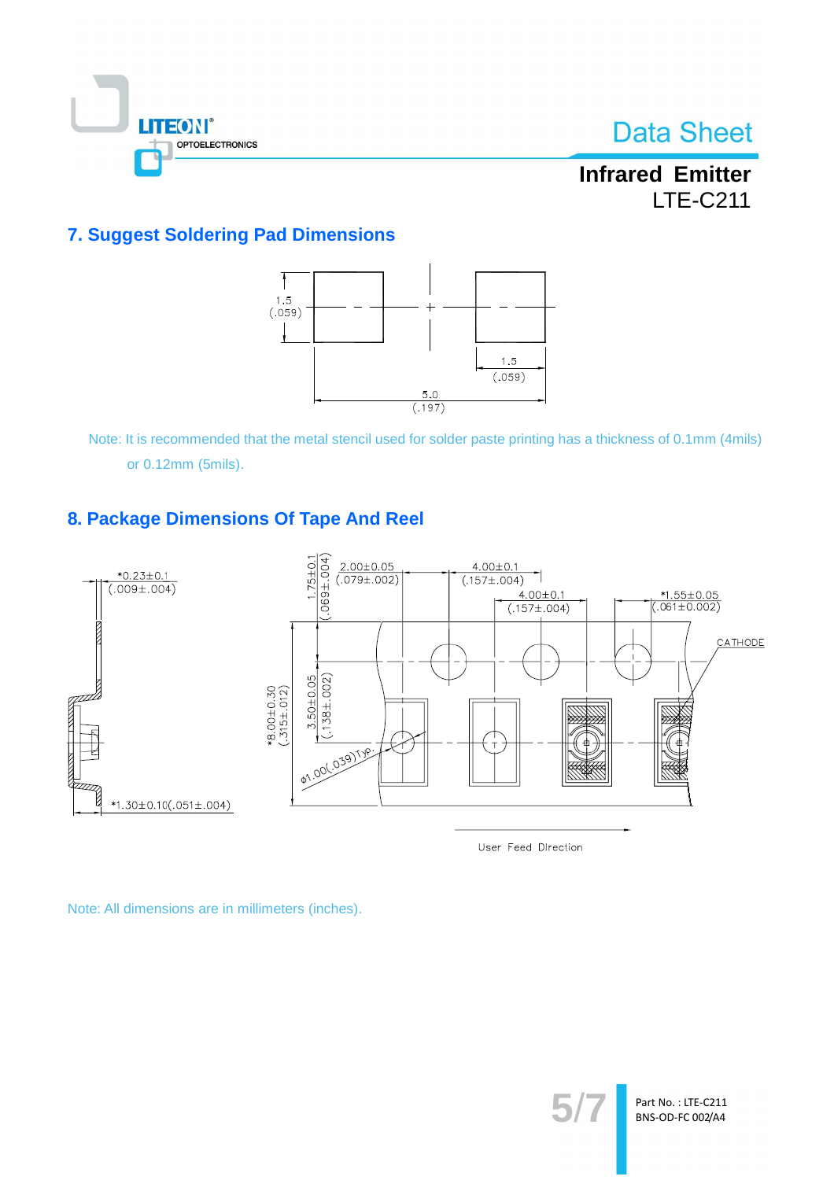## 7. Suggest Soldering Pad Dimensions

1.5 (.059)

1.5 (.059)

5.0 (.197)

Note: It is recommended that the metal stencil used for solder paste printing has a thickness of 0.1mm (4mils) or 0.12mm (5mils).

## 8. Package Dimensions Of Tape And Reel

*0.23±0.1 (.009±.004)

*1.30±0.10(.051±.004)

1.75±0.1 (.069±.004)

2.00±0.05 (.079±.002)

4.00±0.1 (.157±.004)

4.00±0.1 (.157±.004)

*1.55±0.05 (.061±0.002)

CATHODE

*8.00±0.30 (.315±.012)

3.50±0.05 (.138±.002)

ϕ1.00(.039)Typ.

User Feed Direction

Note: All dimensions are in millimeters (inches).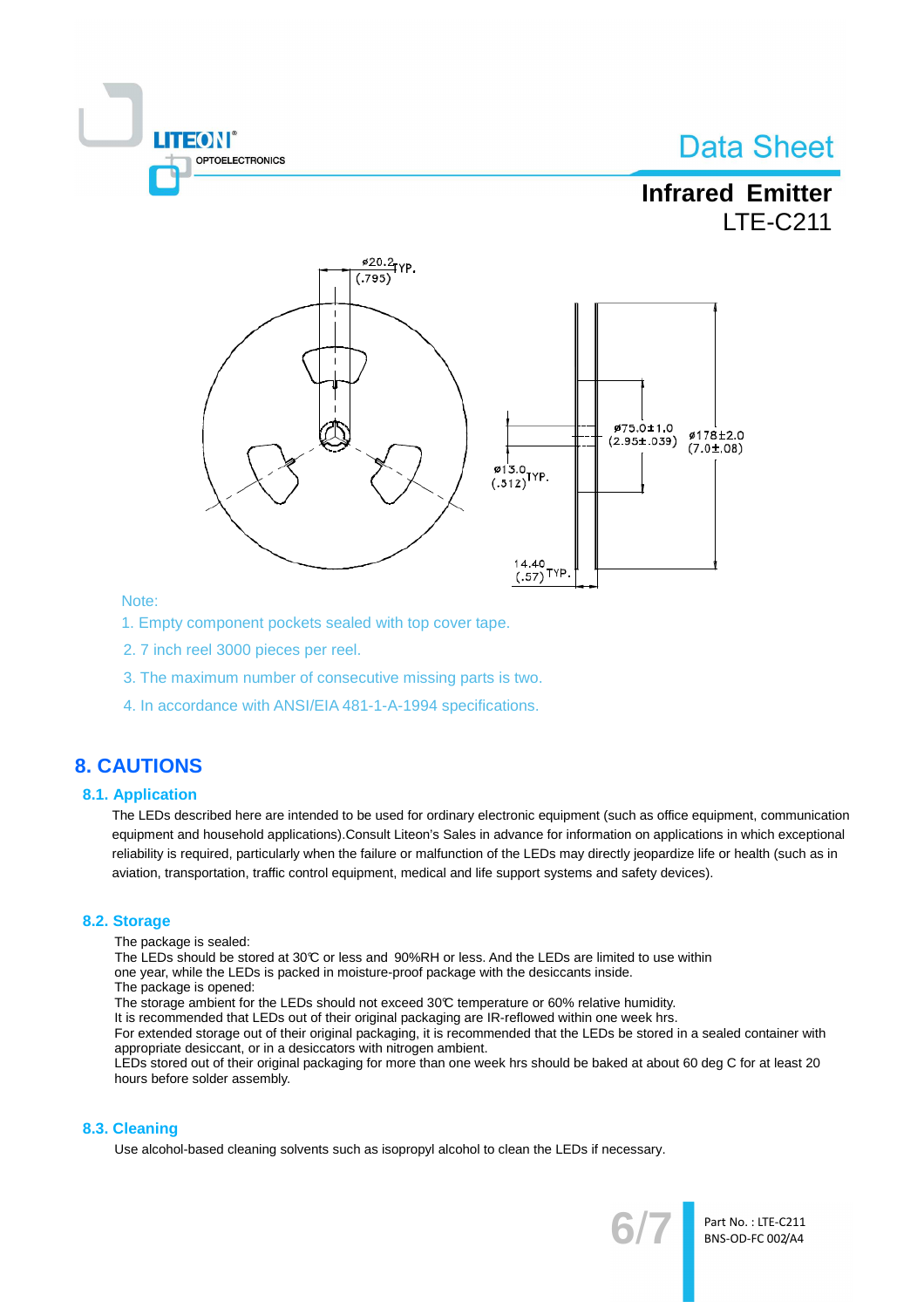Note:

1. Empty component pockets sealed with top cover tape.
2. 7 inch reel 3000 pieces per reel.
3. The maximum number of consecutive missing parts is two.
4. In accordance with ANSI/EIA 481-1-A-1994 specifications.

# 8. CAUTIONS

## 8.1. Application

The LEDs described here are intended to be used for ordinary electronic equipment (such as office equipment, communication equipment and household applications).Consult Liteon's Sales in advance for information on applications in which exceptional reliability is required, particularly when the failure or malfunction of the LEDs may directly jeopardize life or health (such as in aviation, transportation, traffic control equipment, medical and life support systems and safety devices).

## 8.2. Storage

The package is sealed:
The LEDs should be stored at 30℃ or less and 90%RH or less. And the LEDs are limited to use within one year, while the LEDs is packed in moisture-proof package with the desiccants inside.
The package is opened:
The storage ambient for the LEDs should not exceed 30℃ temperature or 60% relative humidity.
It is recommended that LEDs out of their original packaging are IR-reflowed within one week hrs.
For extended storage out of their original packaging, it is recommended that the LEDs be stored in a sealed container with appropriate desiccant, or in a desiccators with nitrogen ambient.
LEDs stored out of their original packaging for more than one week hrs should be baked at about 60 deg C for at least 20 hours before solder assembly.

## 8.3. Cleaning

Use alcohol-based cleaning solvents such as isopropyl alcohol to clean the LEDs if necessary.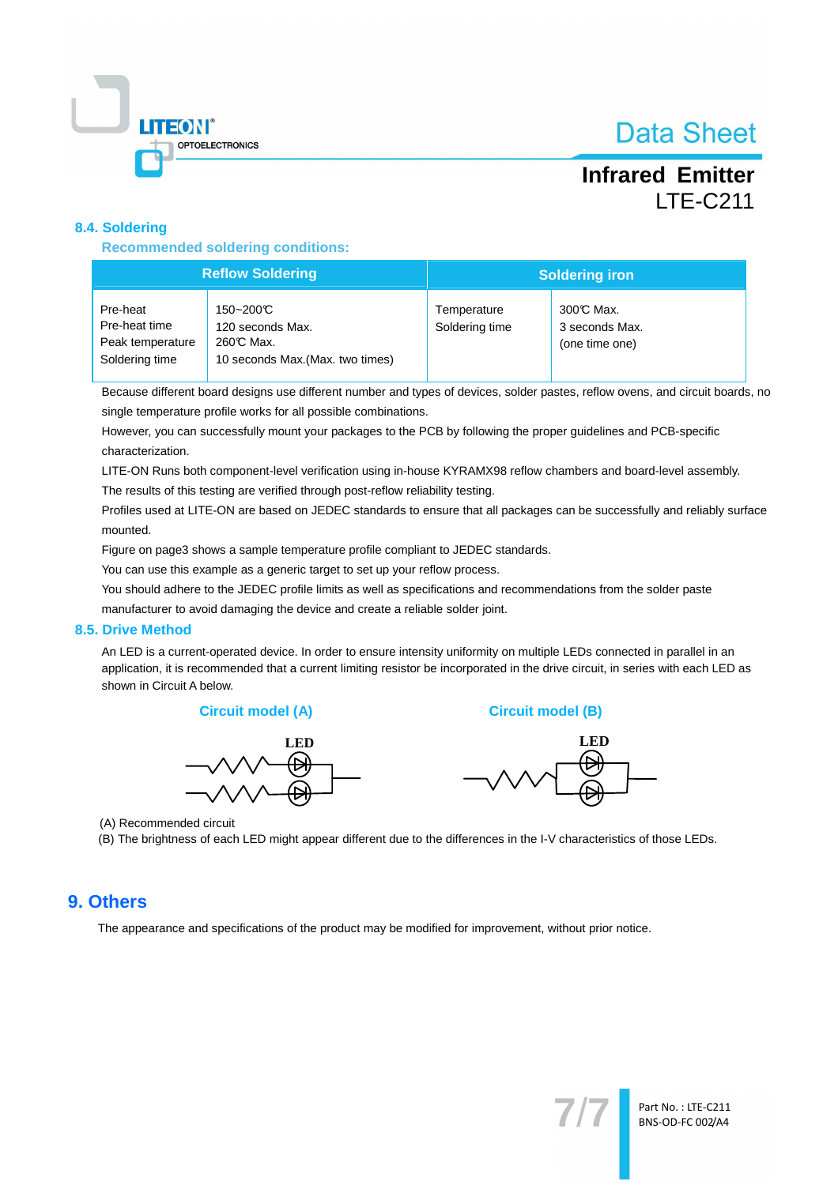### 8.4. Soldering

**Recommended soldering conditions:**

| Reflow Soldering | | Soldering iron | |
|---|---|---|---|
| Pre-heat<br>Pre-heat time<br>Peak temperature<br>Soldering time | 150~200℃<br>120 seconds Max.<br>260℃ Max.<br>10 seconds Max.(Max. two times) | Temperature<br>Soldering time | 300℃ Max.<br>3 seconds Max.<br>(one time one) |

Because different board designs use different number and types of devices, solder pastes, reflow ovens, and circuit boards, no single temperature profile works for all possible combinations.

However, you can successfully mount your packages to the PCB by following the proper guidelines and PCB-specific characterization.

LITE-ON Runs both component-level verification using in-house KYRAMX98 reflow chambers and board-level assembly. The results of this testing are verified through post-reflow reliability testing.

Profiles used at LITE-ON are based on JEDEC standards to ensure that all packages can be successfully and reliably surface mounted.

Figure on page3 shows a sample temperature profile compliant to JEDEC standards.

You can use this example as a generic target to set up your reflow process.

You should adhere to the JEDEC profile limits as well as specifications and recommendations from the solder paste manufacturer to avoid damaging the device and create a reliable solder joint.

### 8.5. Drive Method

An LED is a current-operated device. In order to ensure intensity uniformity on multiple LEDs connected in parallel in an application, it is recommended that a current limiting resistor be incorporated in the drive circuit, in series with each LED as shown in Circuit A below.

**Circuit model (A)**

LED

**Circuit model (B)**

LED

(A) Recommended circuit

(B) The brightness of each LED might appear different due to the differences in the I-V characteristics of those LEDs.

## 9. Others

The appearance and specifications of the product may be modified for improvement, without prior notice.